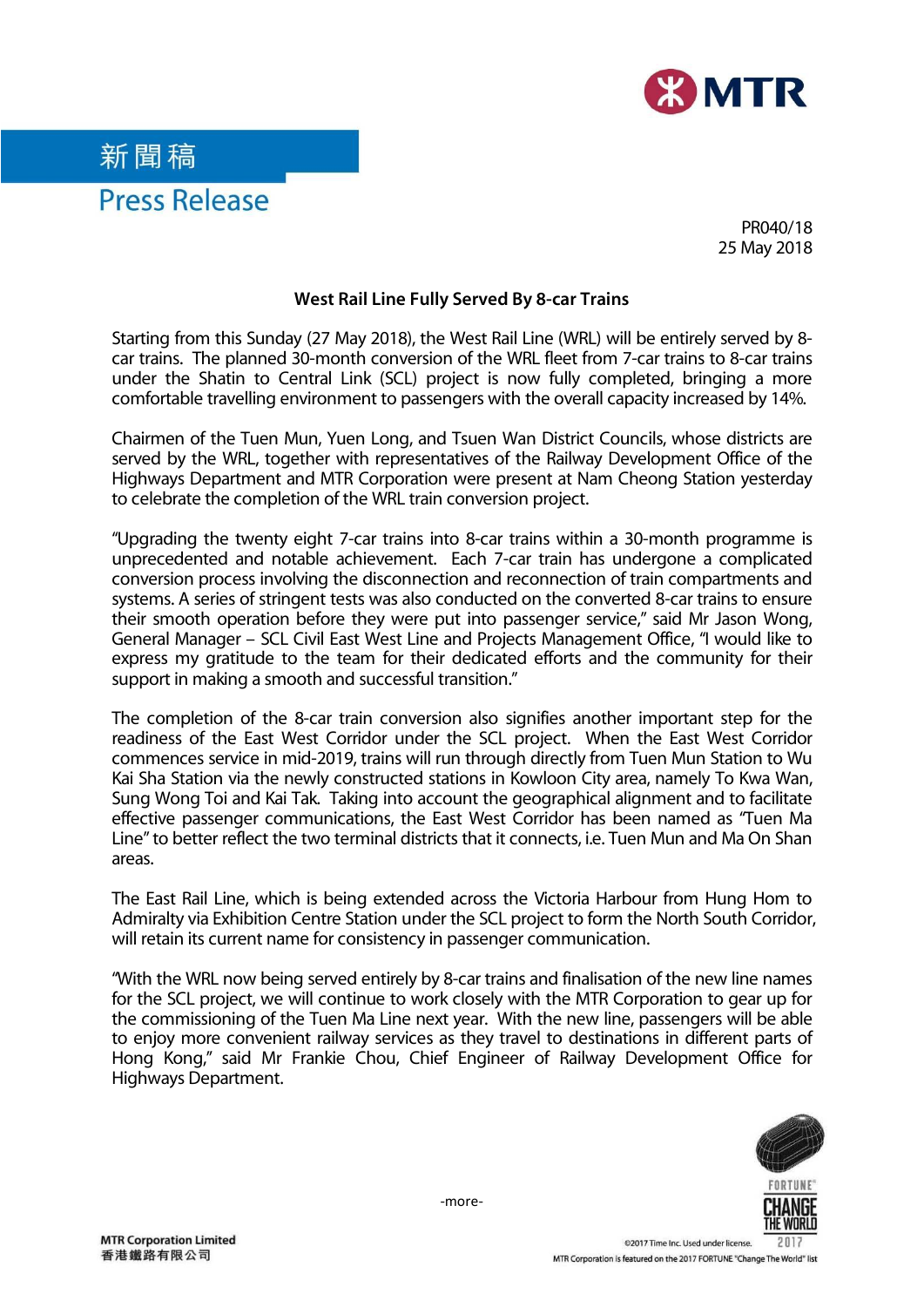新聞稿

Press Release

PR040/18
25 May 2018

**West Rail Line Fully Served By 8-car Trains**

Starting from this Sunday (27 May 2018), the West Rail Line (WRL) will be entirely served by 8-car trains. The planned 30-month conversion of the WRL fleet from 7-car trains to 8-car trains under the Shatin to Central Link (SCL) project is now fully completed, bringing a more comfortable travelling environment to passengers with the overall capacity increased by 14%.

Chairmen of the Tuen Mun, Yuen Long, and Tsuen Wan District Councils, whose districts are served by the WRL, together with representatives of the Railway Development Office of the Highways Department and MTR Corporation were present at Nam Cheong Station yesterday to celebrate the completion of the WRL train conversion project.

"Upgrading the twenty eight 7-car trains into 8-car trains within a 30-month programme is unprecedented and notable achievement. Each 7-car train has undergone a complicated conversion process involving the disconnection and reconnection of train compartments and systems. A series of stringent tests was also conducted on the converted 8-car trains to ensure their smooth operation before they were put into passenger service," said Mr Jason Wong, General Manager – SCL Civil East West Line and Projects Management Office, "I would like to express my gratitude to the team for their dedicated efforts and the community for their support in making a smooth and successful transition."

The completion of the 8-car train conversion also signifies another important step for the readiness of the East West Corridor under the SCL project. When the East West Corridor commences service in mid-2019, trains will run through directly from Tuen Mun Station to Wu Kai Sha Station via the newly constructed stations in Kowloon City area, namely To Kwa Wan, Sung Wong Toi and Kai Tak. Taking into account the geographical alignment and to facilitate effective passenger communications, the East West Corridor has been named as "Tuen Ma Line" to better reflect the two terminal districts that it connects, i.e. Tuen Mun and Ma On Shan areas.

The East Rail Line, which is being extended across the Victoria Harbour from Hung Hom to Admiralty via Exhibition Centre Station under the SCL project to form the North South Corridor, will retain its current name for consistency in passenger communication.

"With the WRL now being served entirely by 8-car trains and finalisation of the new line names for the SCL project, we will continue to work closely with the MTR Corporation to gear up for the commissioning of the Tuen Ma Line next year. With the new line, passengers will be able to enjoy more convenient railway services as they travel to destinations in different parts of Hong Kong," said Mr Frankie Chou, Chief Engineer of Railway Development Office for Highways Department.

-more-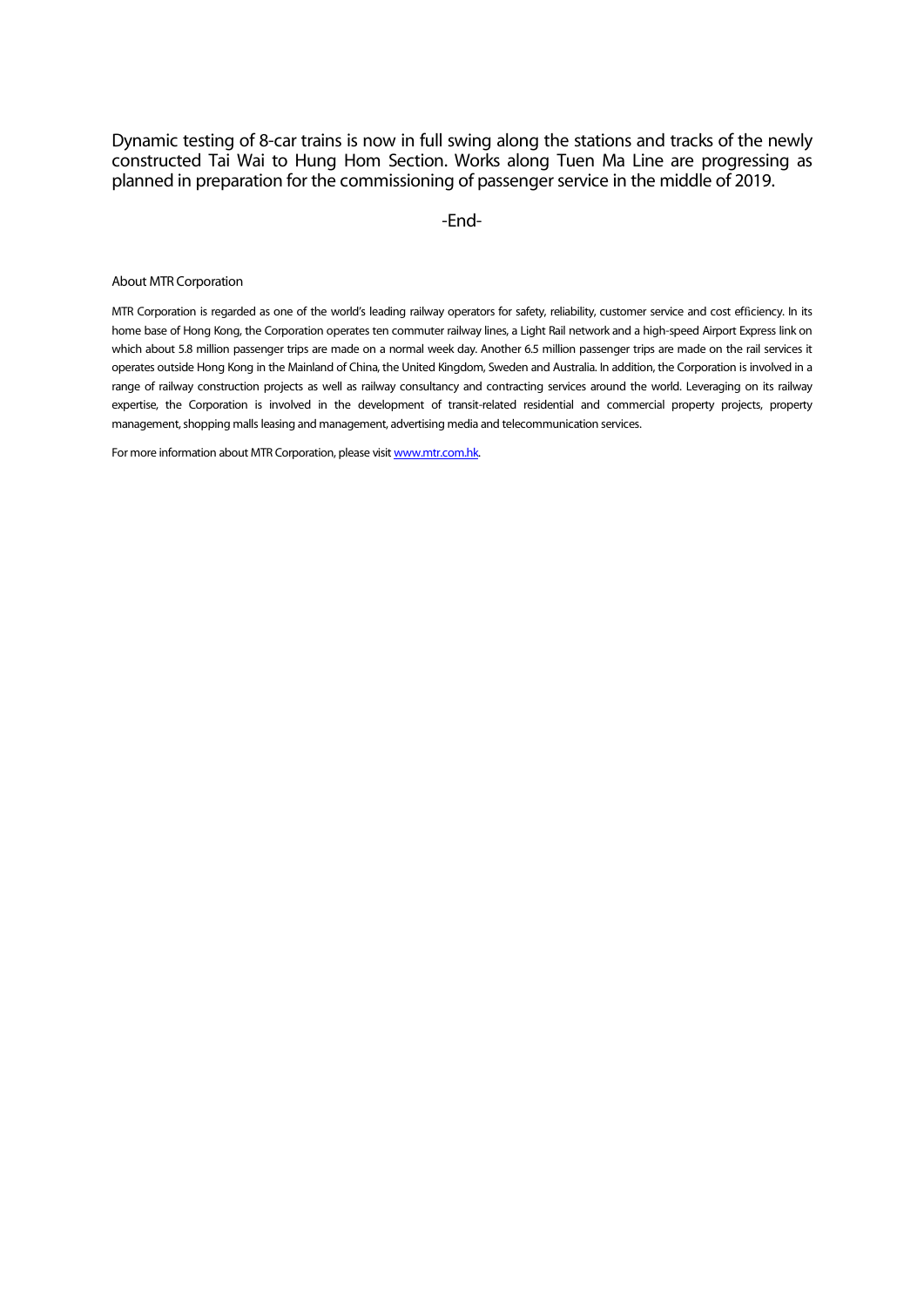Dynamic testing of 8-car trains is now in full swing along the stations and tracks of the newly constructed Tai Wai to Hung Hom Section. Works along Tuen Ma Line are progressing as planned in preparation for the commissioning of passenger service in the middle of 2019.

-End-

About MTR Corporation

MTR Corporation is regarded as one of the world's leading railway operators for safety, reliability, customer service and cost efficiency. In its home base of Hong Kong, the Corporation operates ten commuter railway lines, a Light Rail network and a high-speed Airport Express link on which about 5.8 million passenger trips are made on a normal week day. Another 6.5 million passenger trips are made on the rail services it operates outside Hong Kong in the Mainland of China, the United Kingdom, Sweden and Australia. In addition, the Corporation is involved in a range of railway construction projects as well as railway consultancy and contracting services around the world. Leveraging on its railway expertise, the Corporation is involved in the development of transit-related residential and commercial property projects, property management, shopping malls leasing and management, advertising media and telecommunication services.

For more information about MTR Corporation, please visit [www.mtr.com.hk](http://www.mtr.com.hk).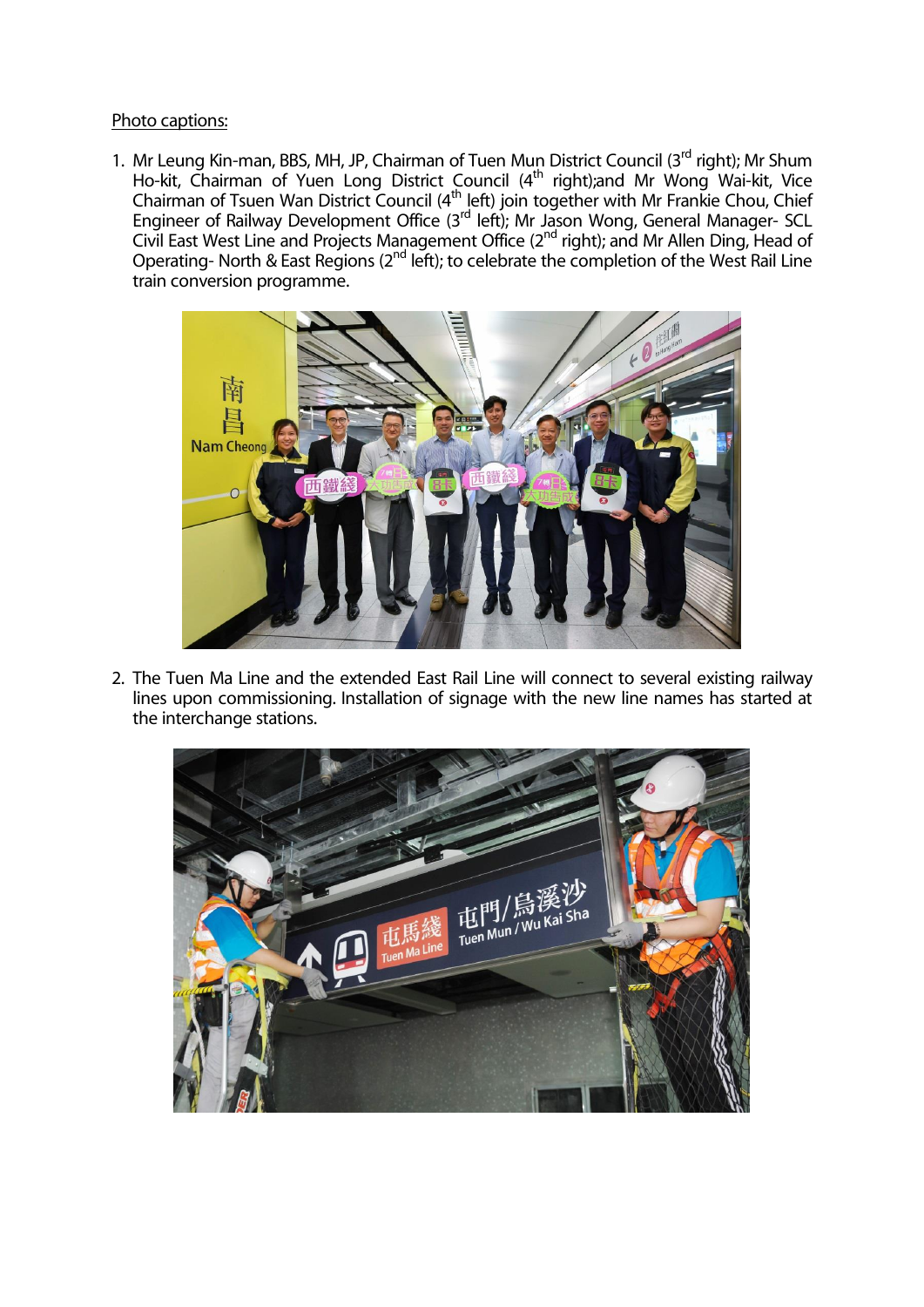Photo captions:

1. Mr Leung Kin-man, BBS, MH, JP, Chairman of Tuen Mun District Council (3rd right); Mr Shum Ho-kit, Chairman of Yuen Long District Council (4th right);and Mr Wong Wai-kit, Vice Chairman of Tsuen Wan District Council (4th left) join together with Mr Frankie Chou, Chief Engineer of Railway Development Office (3rd left); Mr Jason Wong, General Manager- SCL Civil East West Line and Projects Management Office (2nd right); and Mr Allen Ding, Head of Operating- North & East Regions (2nd left); to celebrate the completion of the West Rail Line train conversion programme.

2. The Tuen Ma Line and the extended East Rail Line will connect to several existing railway lines upon commissioning. Installation of signage with the new line names has started at the interchange stations.